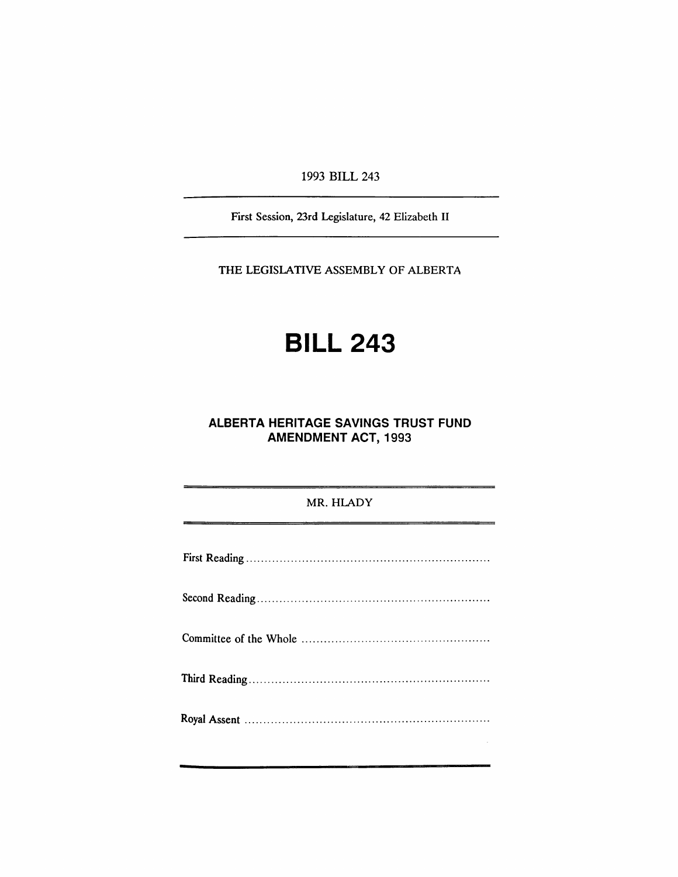1993 BILL 243

First Session, 23rd Legislature, 42 Elizabeth II

THE LEGISLATIVE ASSEMBLY OF ALBERTA

# BILL 243

## ALBERTA HERITAGE SAVINGS TRUST FUND AMENDMENT ACT, 1993

MR. HLADY

First Reading .................................................................

Second Reading .................................................................

Committee of the Whole .................................................................

Third Reading .................................................................

Royal Assent .................................................................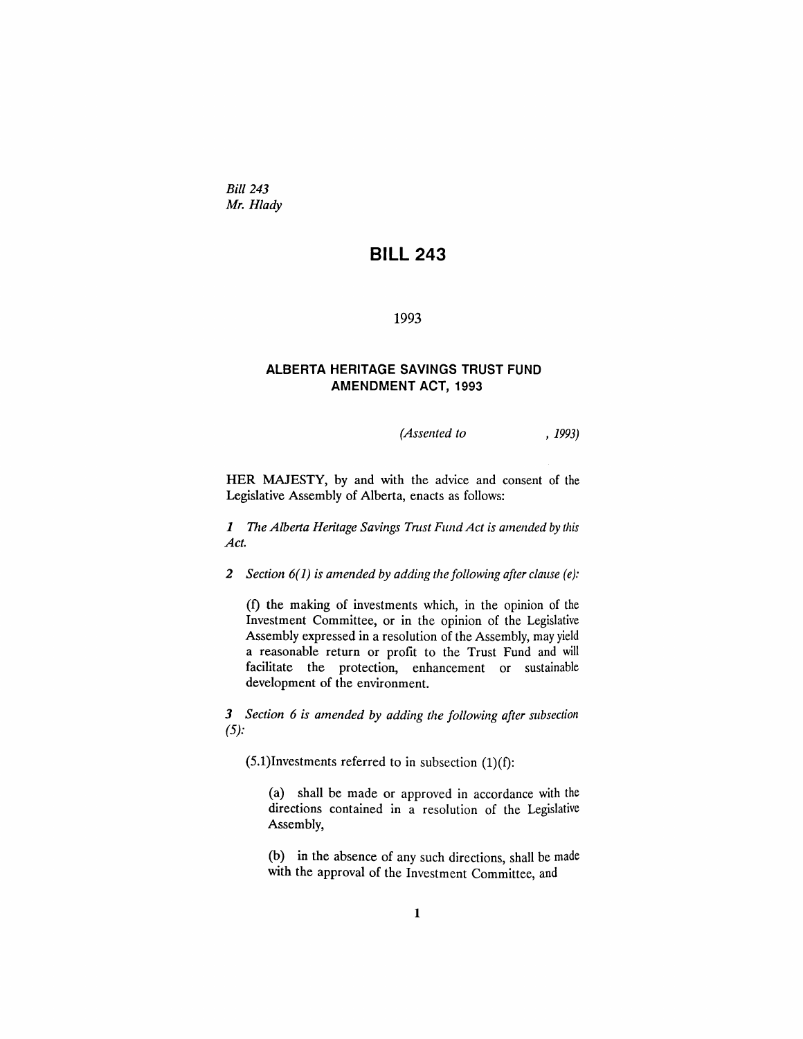*Bill 243*
*Mr. Hlady*

# BILL 243

1993

## ALBERTA HERITAGE SAVINGS TRUST FUND AMENDMENT ACT, 1993

*(Assented to , 1993)*

HER MAJESTY, by and with the advice and consent of the Legislative Assembly of Alberta, enacts as follows:

***1*** *The Alberta Heritage Savings Trust Fund Act is amended by this Act.*

***2*** *Section 6(1) is amended by adding the following after clause (e):*

> (f) the making of investments which, in the opinion of the Investment Committee, or in the opinion of the Legislative Assembly expressed in a resolution of the Assembly, may yield a reasonable return or profit to the Trust Fund and will facilitate the protection, enhancement or sustainable development of the environment.

***3*** *Section 6 is amended by adding the following after subsection (5):*

> (5.1)Investments referred to in subsection (1)(f):
>
> (a) shall be made or approved in accordance with the directions contained in a resolution of the Legislative Assembly,
>
> (b) in the absence of any such directions, shall be made with the approval of the Investment Committee, and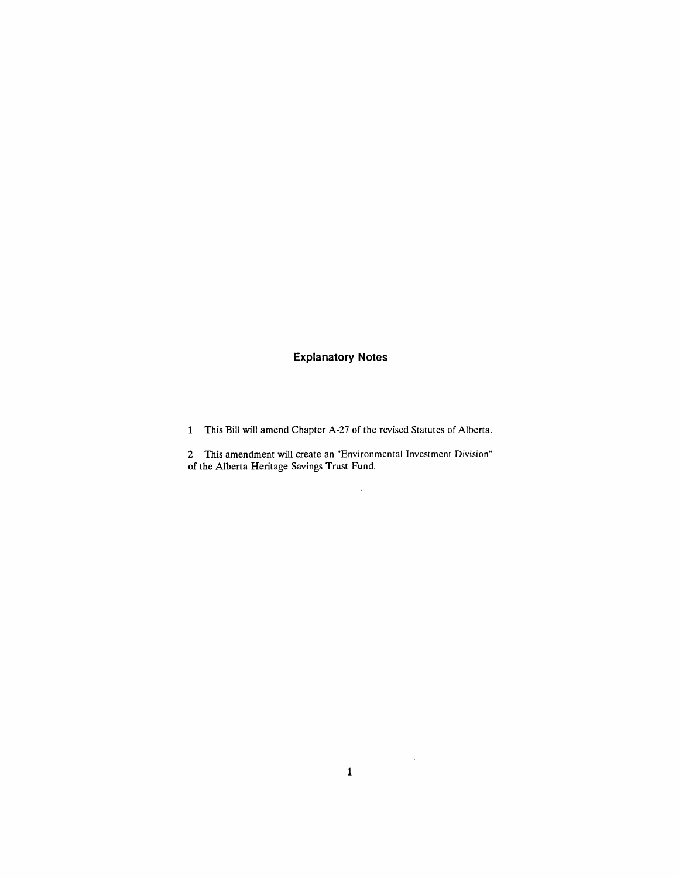## Explanatory Notes

1 This Bill will amend Chapter A-27 of the revised Statutes of Alberta.

2 This amendment will create an "Environmental Investment Division" of the Alberta Heritage Savings Trust Fund.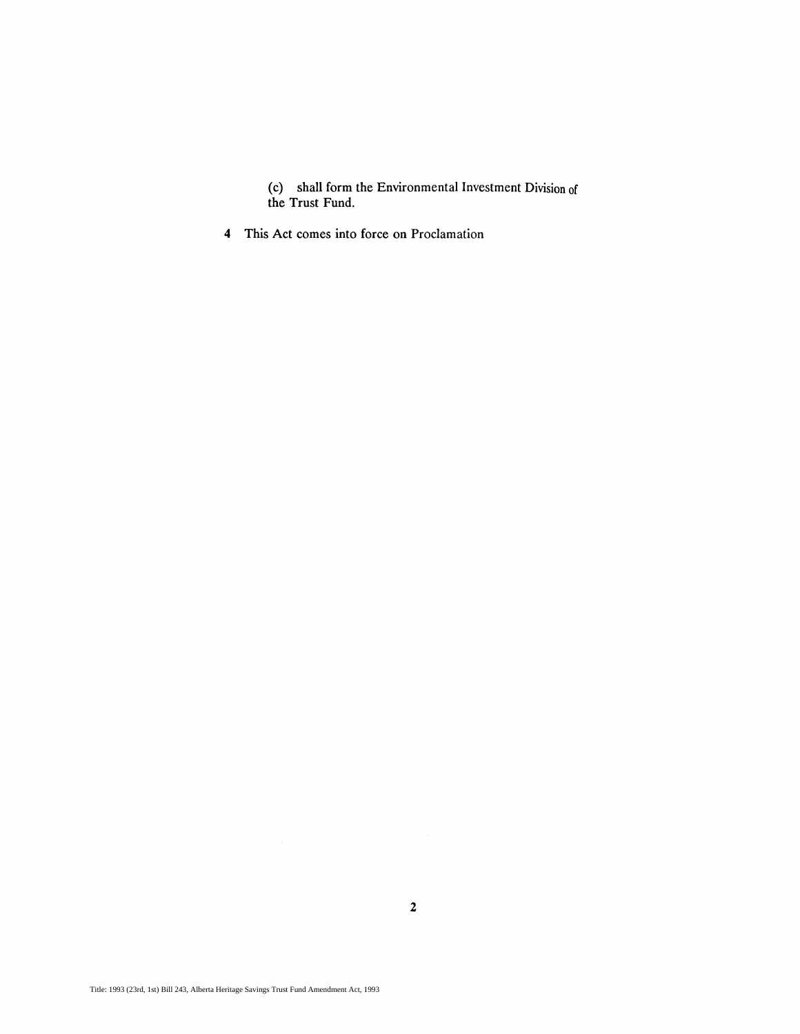(c) shall form the Environmental Investment Division of the Trust Fund.

4 This Act comes into force on Proclamation